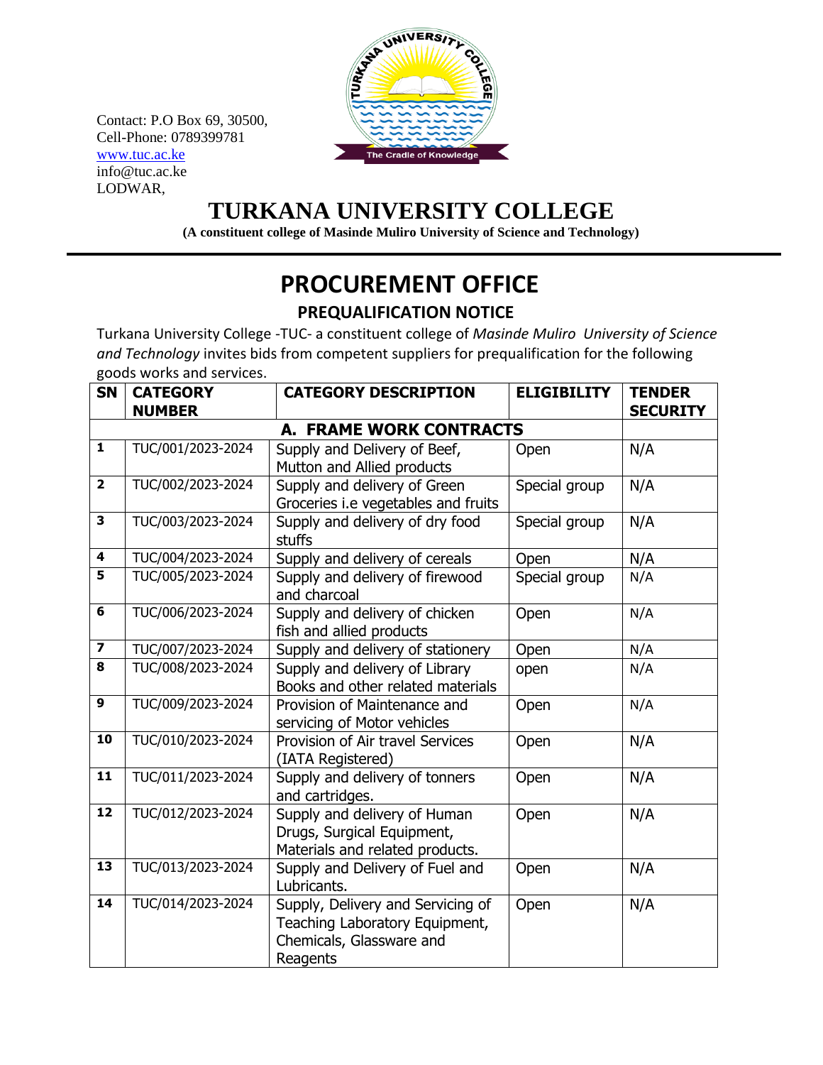Contact: P.O Box 69, 30500,
Cell-Phone: 0789399781
www.tuc.ac.ke
info@tuc.ac.ke
LODWAR,

# TURKANA UNIVERSITY COLLEGE

**(A constituent college of Masinde Muliro University of Science and Technology)**

# PROCUREMENT OFFICE

## PREQUALIFICATION NOTICE

Turkana University College -TUC- a constituent college of *Masinde Muliro University of Science and Technology* invites bids from competent suppliers for prequalification for the following goods works and services.

| SN | CATEGORY NUMBER | CATEGORY DESCRIPTION | ELIGIBILITY | TENDER SECURITY |
|---|---|---|---|---|
| | | **A. FRAME WORK CONTRACTS** | | |
| **1** | TUC/001/2023-2024 | Supply and Delivery of Beef, Mutton and Allied products | Open | N/A |
| **2** | TUC/002/2023-2024 | Supply and delivery of Green Groceries i.e vegetables and fruits | Special group | N/A |
| **3** | TUC/003/2023-2024 | Supply and delivery of dry food stuffs | Special group | N/A |
| **4** | TUC/004/2023-2024 | Supply and delivery of cereals | Open | N/A |
| **5** | TUC/005/2023-2024 | Supply and delivery of firewood and charcoal | Special group | N/A |
| **6** | TUC/006/2023-2024 | Supply and delivery of chicken fish and allied products | Open | N/A |
| **7** | TUC/007/2023-2024 | Supply and delivery of stationery | Open | N/A |
| **8** | TUC/008/2023-2024 | Supply and delivery of Library Books and other related materials | open | N/A |
| **9** | TUC/009/2023-2024 | Provision of Maintenance and servicing of Motor vehicles | Open | N/A |
| **10** | TUC/010/2023-2024 | Provision of Air travel Services (IATA Registered) | Open | N/A |
| **11** | TUC/011/2023-2024 | Supply and delivery of tonners and cartridges. | Open | N/A |
| **12** | TUC/012/2023-2024 | Supply and delivery of Human Drugs, Surgical Equipment, Materials and related products. | Open | N/A |
| **13** | TUC/013/2023-2024 | Supply and Delivery of Fuel and Lubricants. | Open | N/A |
| **14** | TUC/014/2023-2024 | Supply, Delivery and Servicing of Teaching Laboratory Equipment, Chemicals, Glassware and Reagents | Open | N/A |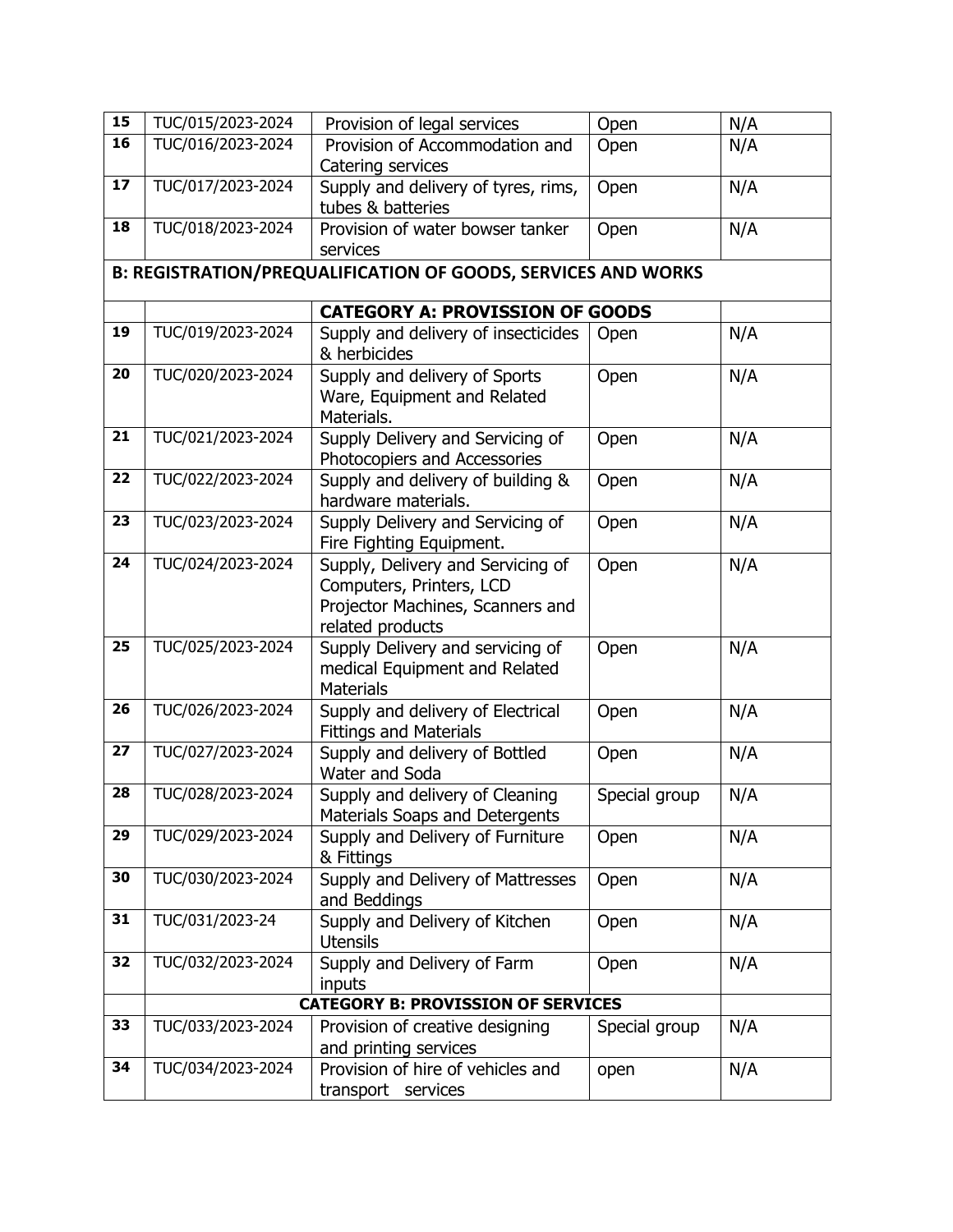| 15 | TUC/015/2023-2024 | Provision of legal services | Open | N/A |
|---|---|---|---|---|
| 16 | TUC/016/2023-2024 | Provision of Accommodation and Catering services | Open | N/A |
| 17 | TUC/017/2023-2024 | Supply and delivery of tyres, rims, tubes & batteries | Open | N/A |
| 18 | TUC/018/2023-2024 | Provision of water bowser tanker services | Open | N/A |
| **B: REGISTRATION/PREQUALIFICATION OF GOODS, SERVICES AND WORKS** | | | | |
| | | **CATEGORY A: PROVISSION OF GOODS** | | |
| 19 | TUC/019/2023-2024 | Supply and delivery of insecticides & herbicides | Open | N/A |
| 20 | TUC/020/2023-2024 | Supply and delivery of Sports Ware, Equipment and Related Materials. | Open | N/A |
| 21 | TUC/021/2023-2024 | Supply Delivery and Servicing of Photocopiers and Accessories | Open | N/A |
| 22 | TUC/022/2023-2024 | Supply and delivery of building & hardware materials. | Open | N/A |
| 23 | TUC/023/2023-2024 | Supply Delivery and Servicing of Fire Fighting Equipment. | Open | N/A |
| 24 | TUC/024/2023-2024 | Supply, Delivery and Servicing of Computers, Printers, LCD Projector Machines, Scanners and related products | Open | N/A |
| 25 | TUC/025/2023-2024 | Supply Delivery and servicing of medical Equipment and Related Materials | Open | N/A |
| 26 | TUC/026/2023-2024 | Supply and delivery of Electrical Fittings and Materials | Open | N/A |
| 27 | TUC/027/2023-2024 | Supply and delivery of Bottled Water and Soda | Open | N/A |
| 28 | TUC/028/2023-2024 | Supply and delivery of Cleaning Materials Soaps and Detergents | Special group | N/A |
| 29 | TUC/029/2023-2024 | Supply and Delivery of Furniture & Fittings | Open | N/A |
| 30 | TUC/030/2023-2024 | Supply and Delivery of Mattresses and Beddings | Open | N/A |
| 31 | TUC/031/2023-24 | Supply and Delivery of Kitchen Utensils | Open | N/A |
| 32 | TUC/032/2023-2024 | Supply and Delivery of Farm inputs | Open | N/A |
| | **CATEGORY B: PROVISSION OF SERVICES** | | | |
| 33 | TUC/033/2023-2024 | Provision of creative designing and printing services | Special group | N/A |
| 34 | TUC/034/2023-2024 | Provision of hire of vehicles and transport services | open | N/A |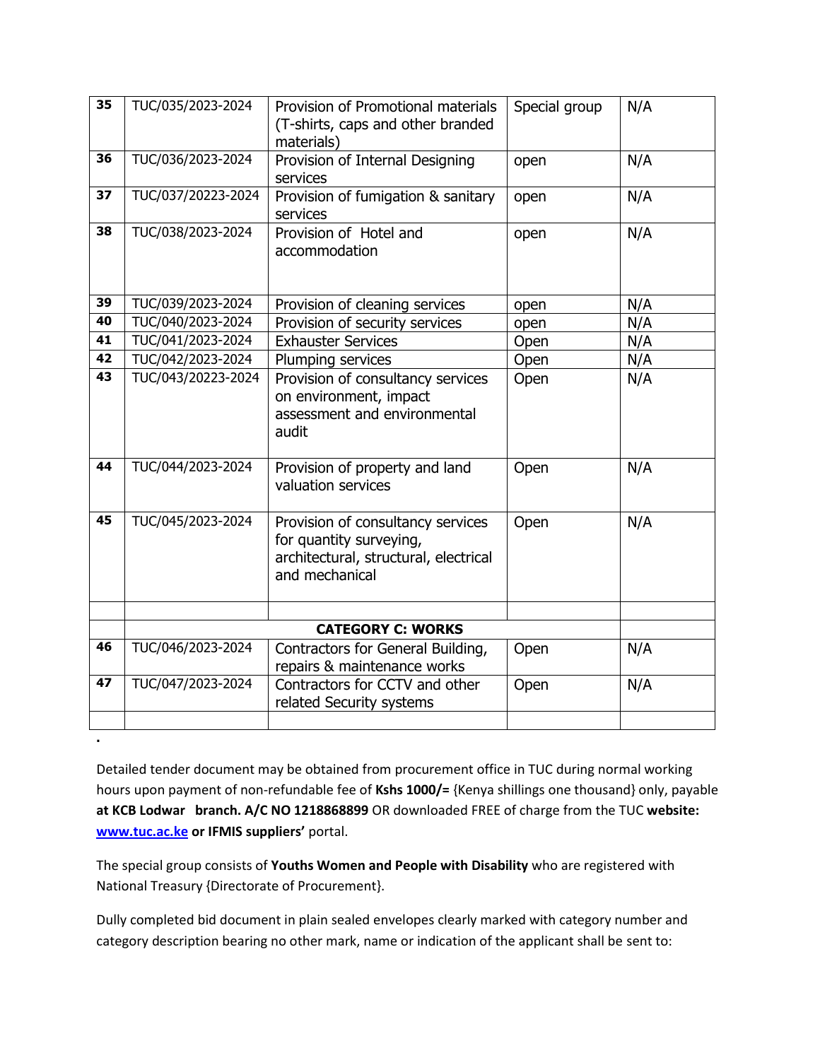| 35 | TUC/035/2023-2024 | Provision of Promotional materials (T-shirts, caps and other branded materials) | Special group | N/A |
|---|---|---|---|---|
| 36 | TUC/036/2023-2024 | Provision of Internal Designing services | open | N/A |
| 37 | TUC/037/20223-2024 | Provision of fumigation & sanitary services | open | N/A |
| 38 | TUC/038/2023-2024 | Provision of Hotel and accommodation | open | N/A |
| 39 | TUC/039/2023-2024 | Provision of cleaning services | open | N/A |
| 40 | TUC/040/2023-2024 | Provision of security services | open | N/A |
| 41 | TUC/041/2023-2024 | Exhauster Services | Open | N/A |
| 42 | TUC/042/2023-2024 | Plumping services | Open | N/A |
| 43 | TUC/043/20223-2024 | Provision of consultancy services on environment, impact assessment and environmental audit | Open | N/A |
| 44 | TUC/044/2023-2024 | Provision of property and land valuation services | Open | N/A |
| 45 | TUC/045/2023-2024 | Provision of consultancy services for quantity surveying, architectural, structural, electrical and mechanical | Open | N/A |
| | | | | |
| | **CATEGORY C: WORKS** | | | |
| 46 | TUC/046/2023-2024 | Contractors for General Building, repairs & maintenance works | Open | N/A |
| 47 | TUC/047/2023-2024 | Contractors for CCTV and other related Security systems | Open | N/A |
| | | | | |

.

Detailed tender document may be obtained from procurement office in TUC during normal working hours upon payment of non-refundable fee of **Kshs 1000/=** {Kenya shillings one thousand} only, payable **at KCB Lodwar branch. A/C NO 1218868899** OR downloaded FREE of charge from the TUC **website: www.tuc.ac.ke or IFMIS suppliers'** portal.

The special group consists of **Youths Women and People with Disability** who are registered with National Treasury {Directorate of Procurement}.

Dully completed bid document in plain sealed envelopes clearly marked with category number and category description bearing no other mark, name or indication of the applicant shall be sent to: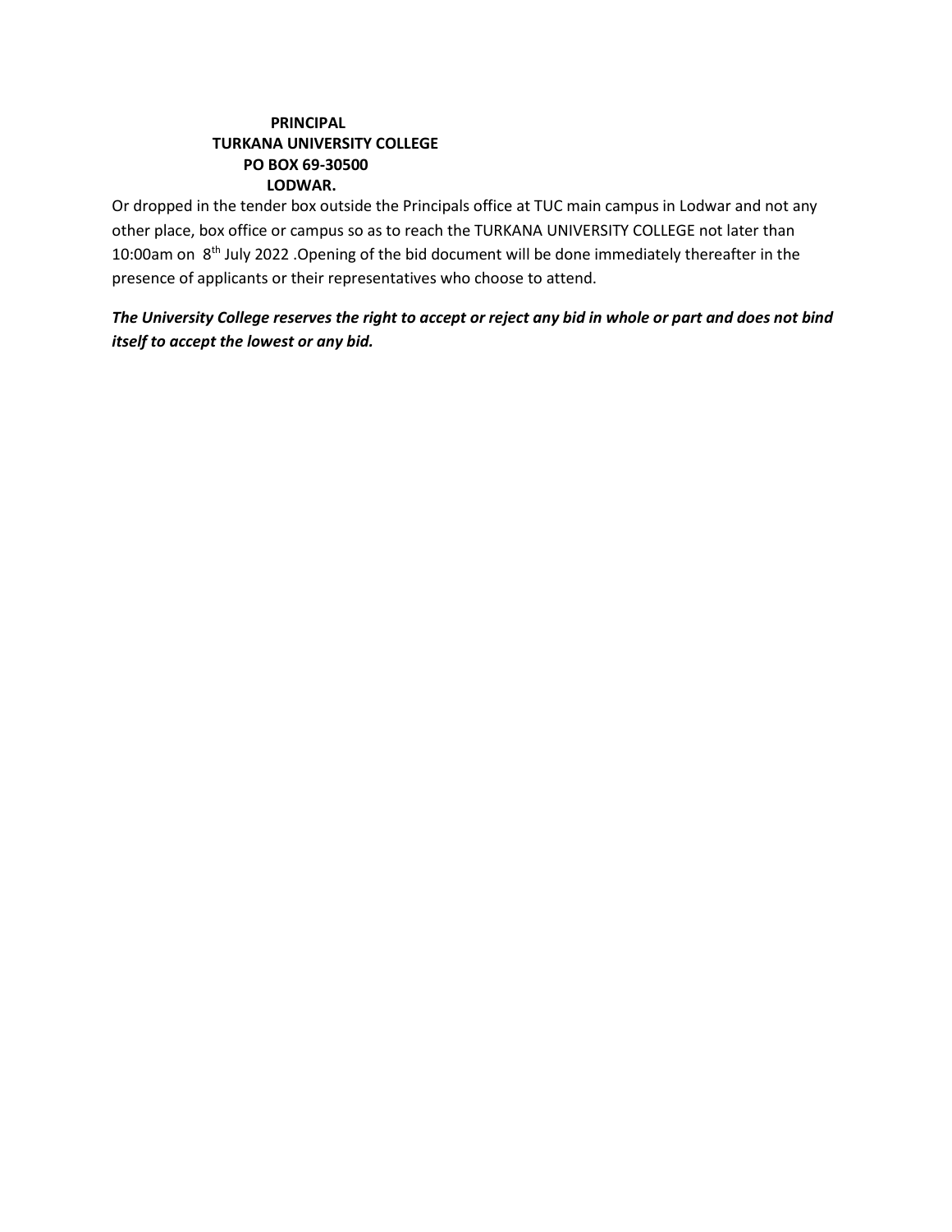**PRINCIPAL**
**TURKANA UNIVERSITY COLLEGE**
**PO BOX 69-30500**
**LODWAR.**

Or dropped in the tender box outside the Principals office at TUC main campus in Lodwar and not any other place, box office or campus so as to reach the TURKANA UNIVERSITY COLLEGE not later than 10:00am on 8th July 2022 .Opening of the bid document will be done immediately thereafter in the presence of applicants or their representatives who choose to attend.

***The University College reserves the right to accept or reject any bid in whole or part and does not bind itself to accept the lowest or any bid.***